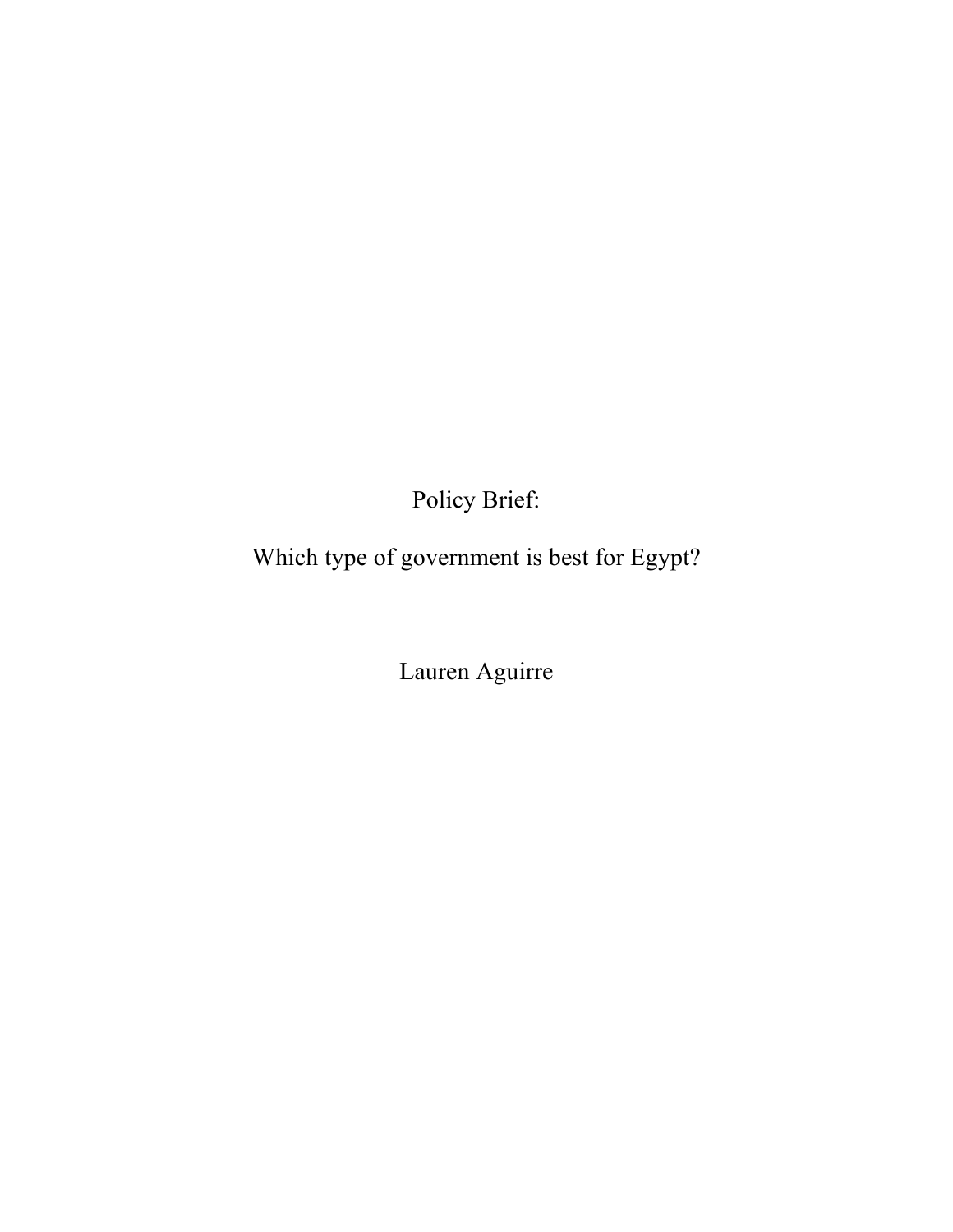# Policy Brief:

# Which type of government is best for Egypt?

Lauren Aguirre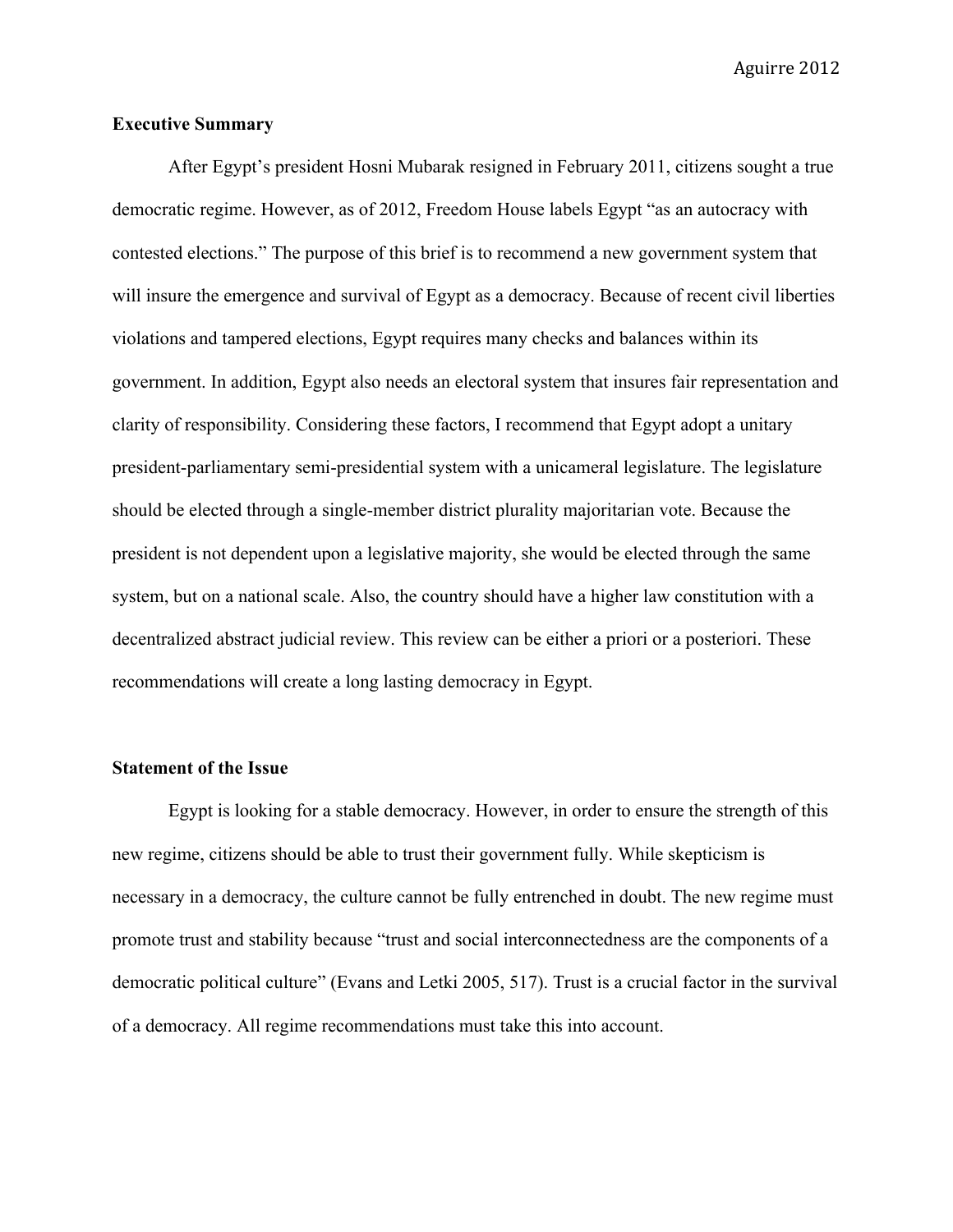**Executive Summary**

After Egypt's president Hosni Mubarak resigned in February 2011, citizens sought a true democratic regime. However, as of 2012, Freedom House labels Egypt "as an autocracy with contested elections." The purpose of this brief is to recommend a new government system that will insure the emergence and survival of Egypt as a democracy. Because of recent civil liberties violations and tampered elections, Egypt requires many checks and balances within its government. In addition, Egypt also needs an electoral system that insures fair representation and clarity of responsibility. Considering these factors, I recommend that Egypt adopt a unitary president-parliamentary semi-presidential system with a unicameral legislature. The legislature should be elected through a single-member district plurality majoritarian vote. Because the president is not dependent upon a legislative majority, she would be elected through the same system, but on a national scale. Also, the country should have a higher law constitution with a decentralized abstract judicial review. This review can be either a priori or a posteriori. These recommendations will create a long lasting democracy in Egypt.

**Statement of the Issue**

Egypt is looking for a stable democracy. However, in order to ensure the strength of this new regime, citizens should be able to trust their government fully. While skepticism is necessary in a democracy, the culture cannot be fully entrenched in doubt. The new regime must promote trust and stability because "trust and social interconnectedness are the components of a democratic political culture" (Evans and Letki 2005, 517). Trust is a crucial factor in the survival of a democracy. All regime recommendations must take this into account.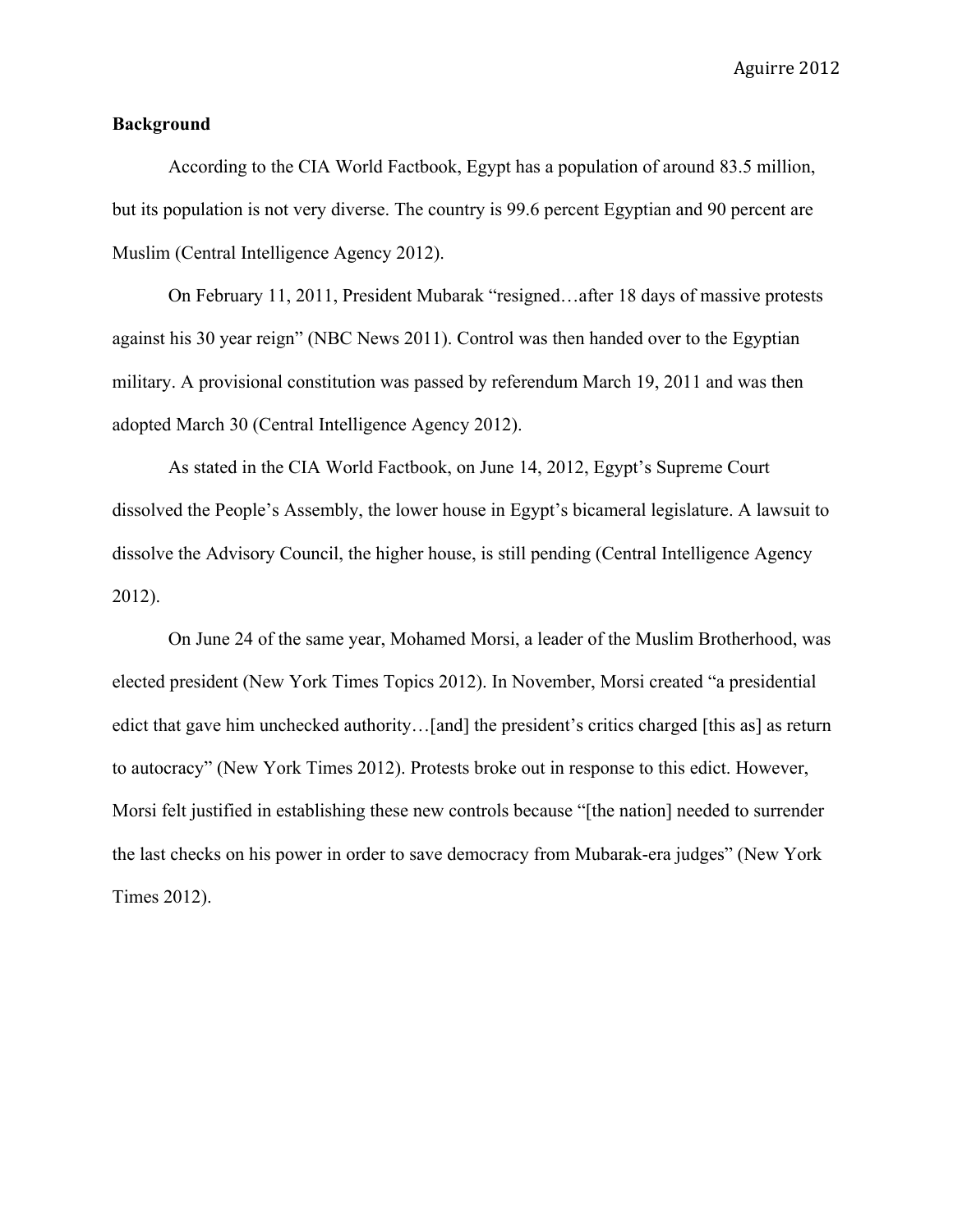**Background**

According to the CIA World Factbook, Egypt has a population of around 83.5 million, but its population is not very diverse. The country is 99.6 percent Egyptian and 90 percent are Muslim (Central Intelligence Agency 2012).

On February 11, 2011, President Mubarak "resigned…after 18 days of massive protests against his 30 year reign" (NBC News 2011). Control was then handed over to the Egyptian military. A provisional constitution was passed by referendum March 19, 2011 and was then adopted March 30 (Central Intelligence Agency 2012).

As stated in the CIA World Factbook, on June 14, 2012, Egypt's Supreme Court dissolved the People's Assembly, the lower house in Egypt's bicameral legislature. A lawsuit to dissolve the Advisory Council, the higher house, is still pending (Central Intelligence Agency 2012).

On June 24 of the same year, Mohamed Morsi, a leader of the Muslim Brotherhood, was elected president (New York Times Topics 2012). In November, Morsi created "a presidential edict that gave him unchecked authority…[and] the president's critics charged [this as] as return to autocracy" (New York Times 2012). Protests broke out in response to this edict. However, Morsi felt justified in establishing these new controls because "[the nation] needed to surrender the last checks on his power in order to save democracy from Mubarak-era judges" (New York Times 2012).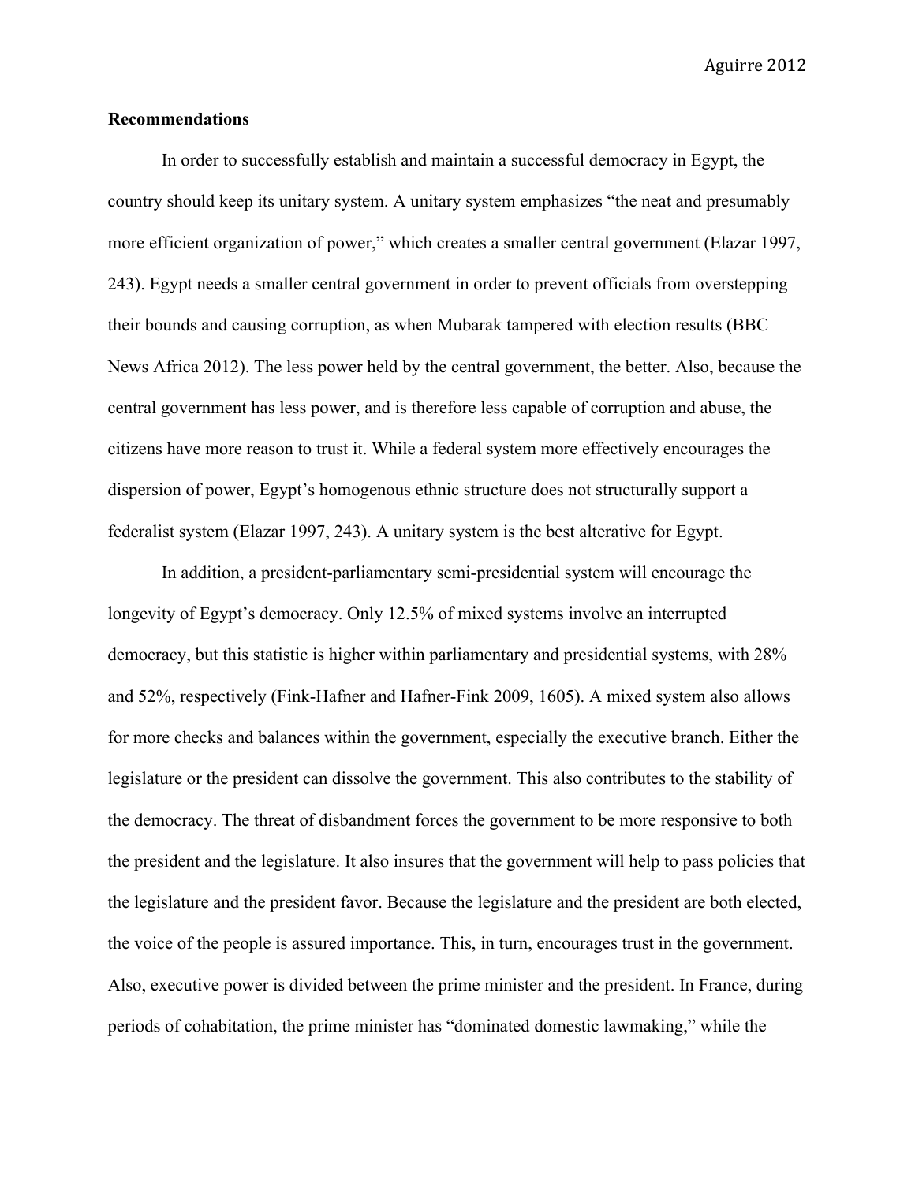**Recommendations**

In order to successfully establish and maintain a successful democracy in Egypt, the country should keep its unitary system. A unitary system emphasizes "the neat and presumably more efficient organization of power," which creates a smaller central government (Elazar 1997, 243). Egypt needs a smaller central government in order to prevent officials from overstepping their bounds and causing corruption, as when Mubarak tampered with election results (BBC News Africa 2012). The less power held by the central government, the better. Also, because the central government has less power, and is therefore less capable of corruption and abuse, the citizens have more reason to trust it. While a federal system more effectively encourages the dispersion of power, Egypt's homogenous ethnic structure does not structurally support a federalist system (Elazar 1997, 243). A unitary system is the best alterative for Egypt.

In addition, a president-parliamentary semi-presidential system will encourage the longevity of Egypt's democracy. Only 12.5% of mixed systems involve an interrupted democracy, but this statistic is higher within parliamentary and presidential systems, with 28% and 52%, respectively (Fink-Hafner and Hafner-Fink 2009, 1605). A mixed system also allows for more checks and balances within the government, especially the executive branch. Either the legislature or the president can dissolve the government. This also contributes to the stability of the democracy. The threat of disbandment forces the government to be more responsive to both the president and the legislature. It also insures that the government will help to pass policies that the legislature and the president favor. Because the legislature and the president are both elected, the voice of the people is assured importance. This, in turn, encourages trust in the government. Also, executive power is divided between the prime minister and the president. In France, during periods of cohabitation, the prime minister has "dominated domestic lawmaking," while the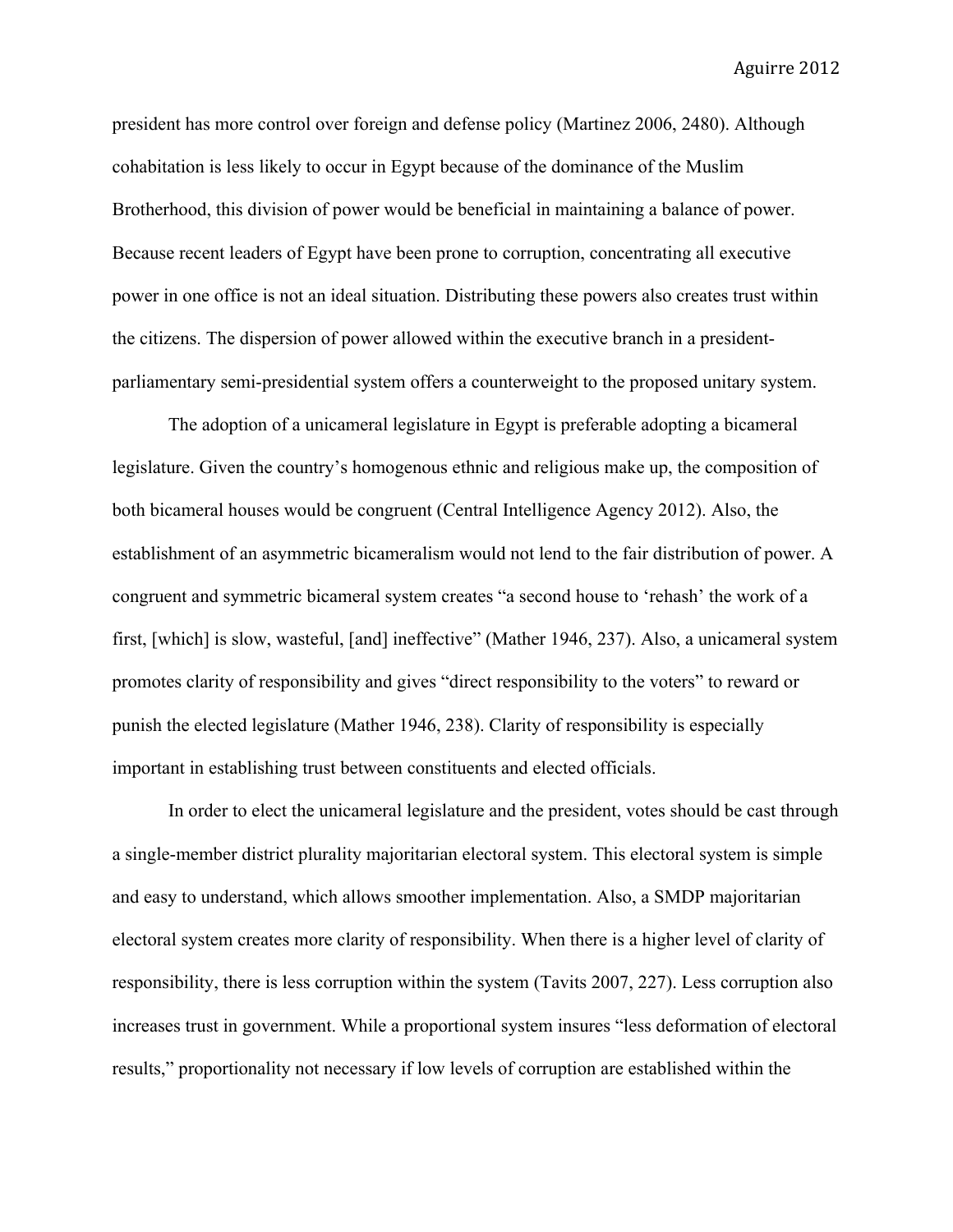president has more control over foreign and defense policy (Martinez 2006, 2480). Although cohabitation is less likely to occur in Egypt because of the dominance of the Muslim Brotherhood, this division of power would be beneficial in maintaining a balance of power. Because recent leaders of Egypt have been prone to corruption, concentrating all executive power in one office is not an ideal situation. Distributing these powers also creates trust within the citizens. The dispersion of power allowed within the executive branch in a president-parliamentary semi-presidential system offers a counterweight to the proposed unitary system.

The adoption of a unicameral legislature in Egypt is preferable adopting a bicameral legislature. Given the country's homogenous ethnic and religious make up, the composition of both bicameral houses would be congruent (Central Intelligence Agency 2012). Also, the establishment of an asymmetric bicameralism would not lend to the fair distribution of power. A congruent and symmetric bicameral system creates "a second house to 'rehash' the work of a first, [which] is slow, wasteful, [and] ineffective" (Mather 1946, 237). Also, a unicameral system promotes clarity of responsibility and gives "direct responsibility to the voters" to reward or punish the elected legislature (Mather 1946, 238). Clarity of responsibility is especially important in establishing trust between constituents and elected officials.

In order to elect the unicameral legislature and the president, votes should be cast through a single-member district plurality majoritarian electoral system. This electoral system is simple and easy to understand, which allows smoother implementation. Also, a SMDP majoritarian electoral system creates more clarity of responsibility. When there is a higher level of clarity of responsibility, there is less corruption within the system (Tavits 2007, 227). Less corruption also increases trust in government. While a proportional system insures "less deformation of electoral results," proportionality not necessary if low levels of corruption are established within the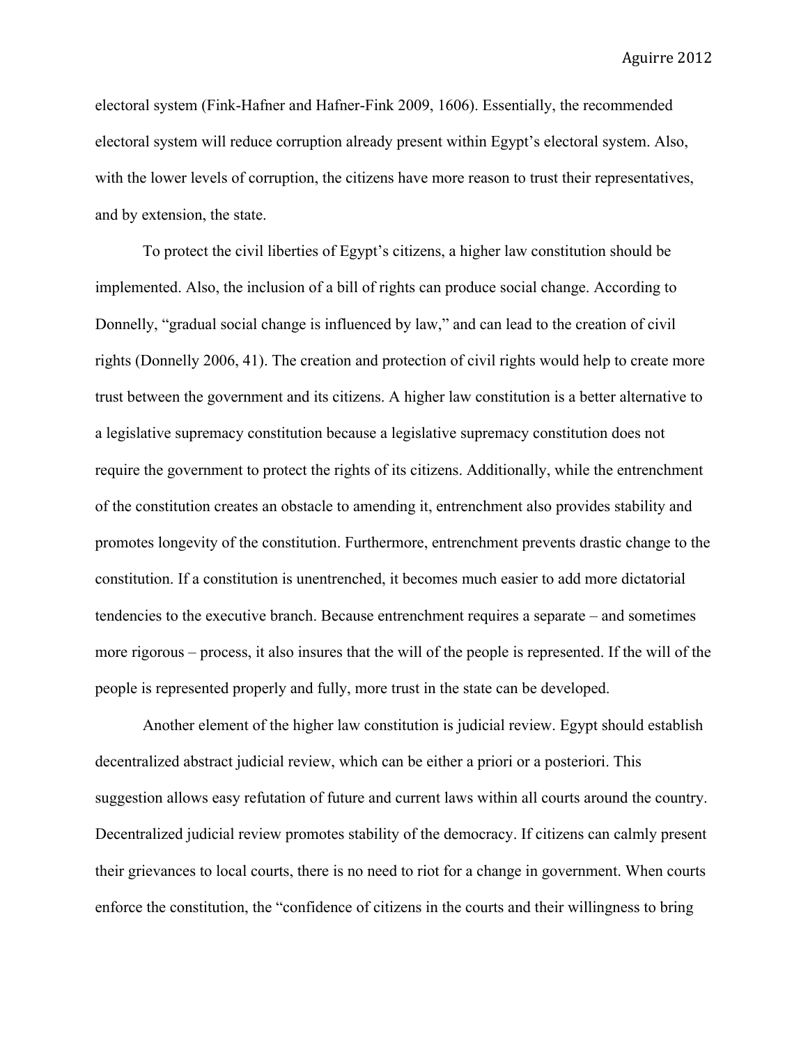electoral system (Fink-Hafner and Hafner-Fink 2009, 1606). Essentially, the recommended electoral system will reduce corruption already present within Egypt's electoral system. Also, with the lower levels of corruption, the citizens have more reason to trust their representatives, and by extension, the state.

To protect the civil liberties of Egypt's citizens, a higher law constitution should be implemented. Also, the inclusion of a bill of rights can produce social change. According to Donnelly, "gradual social change is influenced by law," and can lead to the creation of civil rights (Donnelly 2006, 41). The creation and protection of civil rights would help to create more trust between the government and its citizens. A higher law constitution is a better alternative to a legislative supremacy constitution because a legislative supremacy constitution does not require the government to protect the rights of its citizens. Additionally, while the entrenchment of the constitution creates an obstacle to amending it, entrenchment also provides stability and promotes longevity of the constitution. Furthermore, entrenchment prevents drastic change to the constitution. If a constitution is unentrenched, it becomes much easier to add more dictatorial tendencies to the executive branch. Because entrenchment requires a separate – and sometimes more rigorous – process, it also insures that the will of the people is represented. If the will of the people is represented properly and fully, more trust in the state can be developed.

Another element of the higher law constitution is judicial review. Egypt should establish decentralized abstract judicial review, which can be either a priori or a posteriori. This suggestion allows easy refutation of future and current laws within all courts around the country. Decentralized judicial review promotes stability of the democracy. If citizens can calmly present their grievances to local courts, there is no need to riot for a change in government. When courts enforce the constitution, the "confidence of citizens in the courts and their willingness to bring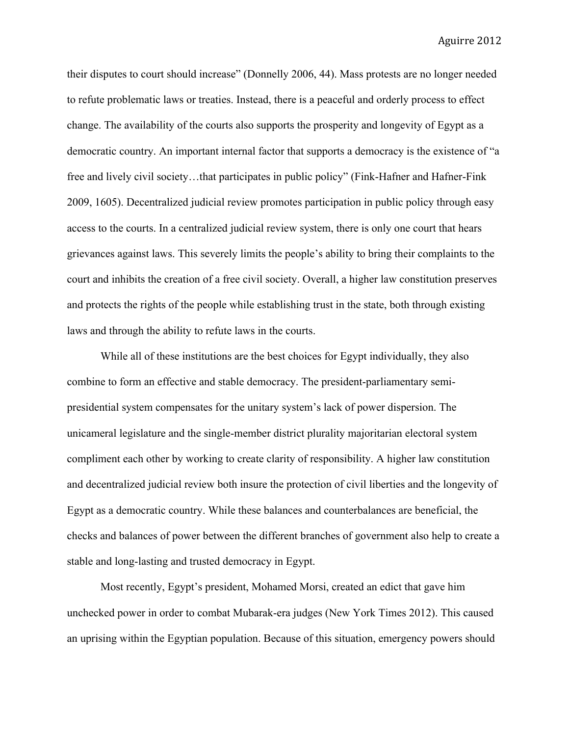their disputes to court should increase" (Donnelly 2006, 44). Mass protests are no longer needed to refute problematic laws or treaties. Instead, there is a peaceful and orderly process to effect change. The availability of the courts also supports the prosperity and longevity of Egypt as a democratic country. An important internal factor that supports a democracy is the existence of "a free and lively civil society…that participates in public policy" (Fink-Hafner and Hafner-Fink 2009, 1605). Decentralized judicial review promotes participation in public policy through easy access to the courts. In a centralized judicial review system, there is only one court that hears grievances against laws. This severely limits the people's ability to bring their complaints to the court and inhibits the creation of a free civil society. Overall, a higher law constitution preserves and protects the rights of the people while establishing trust in the state, both through existing laws and through the ability to refute laws in the courts.

While all of these institutions are the best choices for Egypt individually, they also combine to form an effective and stable democracy. The president-parliamentary semi-presidential system compensates for the unitary system's lack of power dispersion. The unicameral legislature and the single-member district plurality majoritarian electoral system compliment each other by working to create clarity of responsibility. A higher law constitution and decentralized judicial review both insure the protection of civil liberties and the longevity of Egypt as a democratic country. While these balances and counterbalances are beneficial, the checks and balances of power between the different branches of government also help to create a stable and long-lasting and trusted democracy in Egypt.

Most recently, Egypt's president, Mohamed Morsi, created an edict that gave him unchecked power in order to combat Mubarak-era judges (New York Times 2012). This caused an uprising within the Egyptian population. Because of this situation, emergency powers should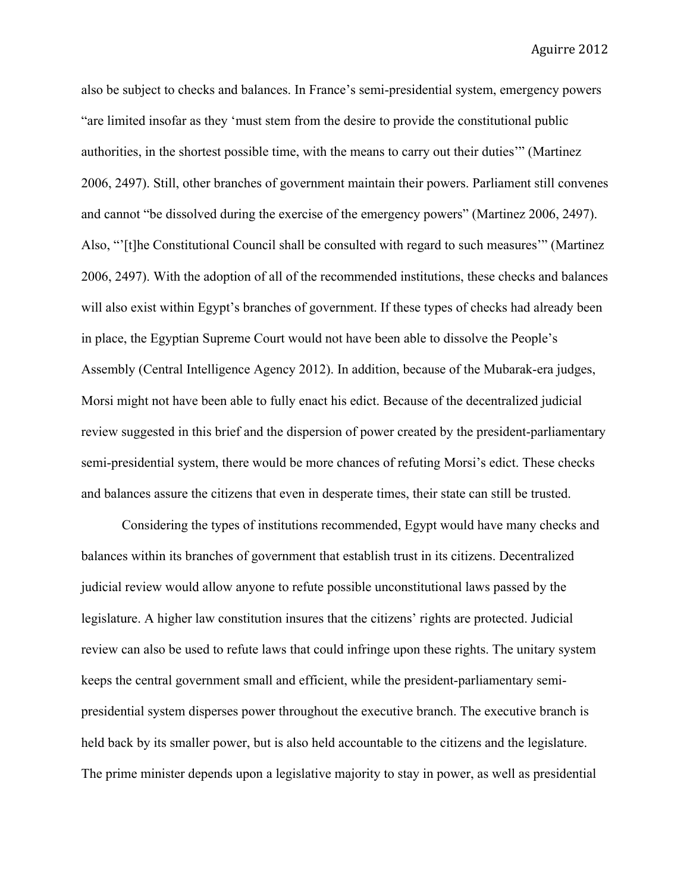also be subject to checks and balances. In France's semi-presidential system, emergency powers "are limited insofar as they 'must stem from the desire to provide the constitutional public authorities, in the shortest possible time, with the means to carry out their duties'" (Martinez 2006, 2497). Still, other branches of government maintain their powers. Parliament still convenes and cannot "be dissolved during the exercise of the emergency powers" (Martinez 2006, 2497). Also, "'[t]he Constitutional Council shall be consulted with regard to such measures'" (Martinez 2006, 2497). With the adoption of all of the recommended institutions, these checks and balances will also exist within Egypt's branches of government. If these types of checks had already been in place, the Egyptian Supreme Court would not have been able to dissolve the People's Assembly (Central Intelligence Agency 2012). In addition, because of the Mubarak-era judges, Morsi might not have been able to fully enact his edict. Because of the decentralized judicial review suggested in this brief and the dispersion of power created by the president-parliamentary semi-presidential system, there would be more chances of refuting Morsi's edict. These checks and balances assure the citizens that even in desperate times, their state can still be trusted.

Considering the types of institutions recommended, Egypt would have many checks and balances within its branches of government that establish trust in its citizens. Decentralized judicial review would allow anyone to refute possible unconstitutional laws passed by the legislature. A higher law constitution insures that the citizens' rights are protected. Judicial review can also be used to refute laws that could infringe upon these rights. The unitary system keeps the central government small and efficient, while the president-parliamentary semi-presidential system disperses power throughout the executive branch. The executive branch is held back by its smaller power, but is also held accountable to the citizens and the legislature. The prime minister depends upon a legislative majority to stay in power, as well as presidential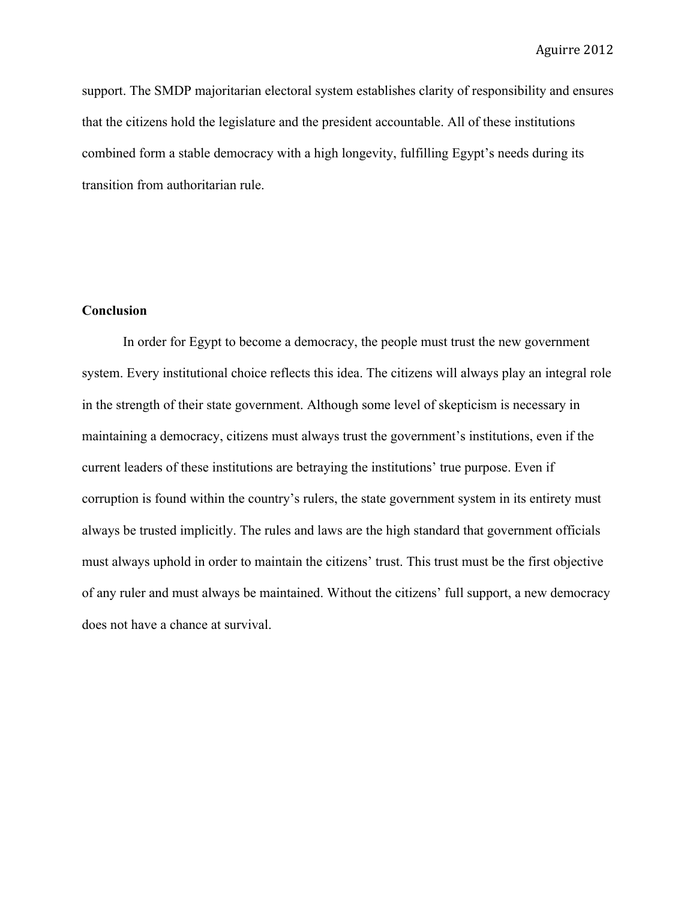support. The SMDP majoritarian electoral system establishes clarity of responsibility and ensures that the citizens hold the legislature and the president accountable. All of these institutions combined form a stable democracy with a high longevity, fulfilling Egypt's needs during its transition from authoritarian rule.

**Conclusion**

In order for Egypt to become a democracy, the people must trust the new government system. Every institutional choice reflects this idea. The citizens will always play an integral role in the strength of their state government. Although some level of skepticism is necessary in maintaining a democracy, citizens must always trust the government's institutions, even if the current leaders of these institutions are betraying the institutions' true purpose. Even if corruption is found within the country's rulers, the state government system in its entirety must always be trusted implicitly. The rules and laws are the high standard that government officials must always uphold in order to maintain the citizens' trust. This trust must be the first objective of any ruler and must always be maintained. Without the citizens' full support, a new democracy does not have a chance at survival.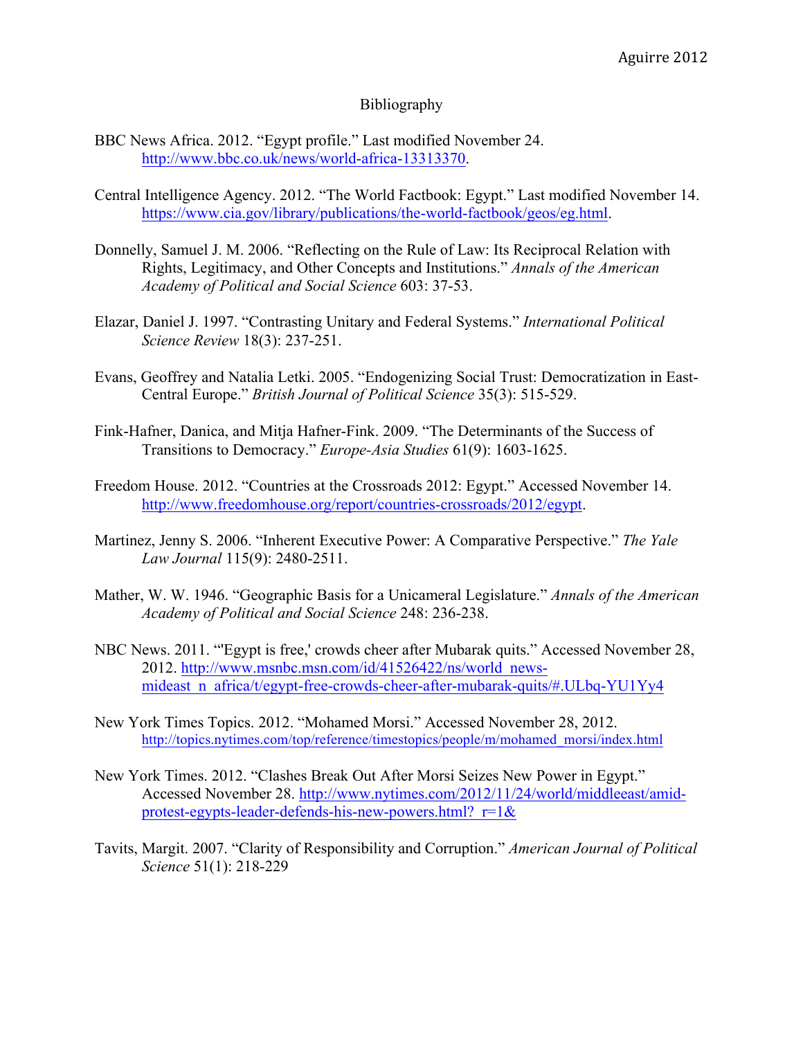# Bibliography

BBC News Africa. 2012. "Egypt profile." Last modified November 24. http://www.bbc.co.uk/news/world-africa-13313370.

Central Intelligence Agency. 2012. "The World Factbook: Egypt." Last modified November 14. https://www.cia.gov/library/publications/the-world-factbook/geos/eg.html.

Donnelly, Samuel J. M. 2006. "Reflecting on the Rule of Law: Its Reciprocal Relation with Rights, Legitimacy, and Other Concepts and Institutions." *Annals of the American Academy of Political and Social Science* 603: 37-53.

Elazar, Daniel J. 1997. "Contrasting Unitary and Federal Systems." *International Political Science Review* 18(3): 237-251.

Evans, Geoffrey and Natalia Letki. 2005. "Endogenizing Social Trust: Democratization in East-Central Europe." *British Journal of Political Science* 35(3): 515-529.

Fink-Hafner, Danica, and Mitja Hafner-Fink. 2009. "The Determinants of the Success of Transitions to Democracy." *Europe-Asia Studies* 61(9): 1603-1625.

Freedom House. 2012. "Countries at the Crossroads 2012: Egypt." Accessed November 14. http://www.freedomhouse.org/report/countries-crossroads/2012/egypt.

Martinez, Jenny S. 2006. "Inherent Executive Power: A Comparative Perspective." *The Yale Law Journal* 115(9): 2480-2511.

Mather, W. W. 1946. "Geographic Basis for a Unicameral Legislature." *Annals of the American Academy of Political and Social Science* 248: 236-238.

NBC News. 2011. "'Egypt is free,' crowds cheer after Mubarak quits." Accessed November 28, 2012. http://www.msnbc.msn.com/id/41526422/ns/world_news-mideast_n_africa/t/egypt-free-crowds-cheer-after-mubarak-quits/#.ULbq-YU1Yy4

New York Times Topics. 2012. "Mohamed Morsi." Accessed November 28, 2012. http://topics.nytimes.com/top/reference/timestopics/people/m/mohamed_morsi/index.html

New York Times. 2012. "Clashes Break Out After Morsi Seizes New Power in Egypt." Accessed November 28. http://www.nytimes.com/2012/11/24/world/middleeast/amid-protest-egypts-leader-defends-his-new-powers.html?_r=1&

Tavits, Margit. 2007. "Clarity of Responsibility and Corruption." *American Journal of Political Science* 51(1): 218-229